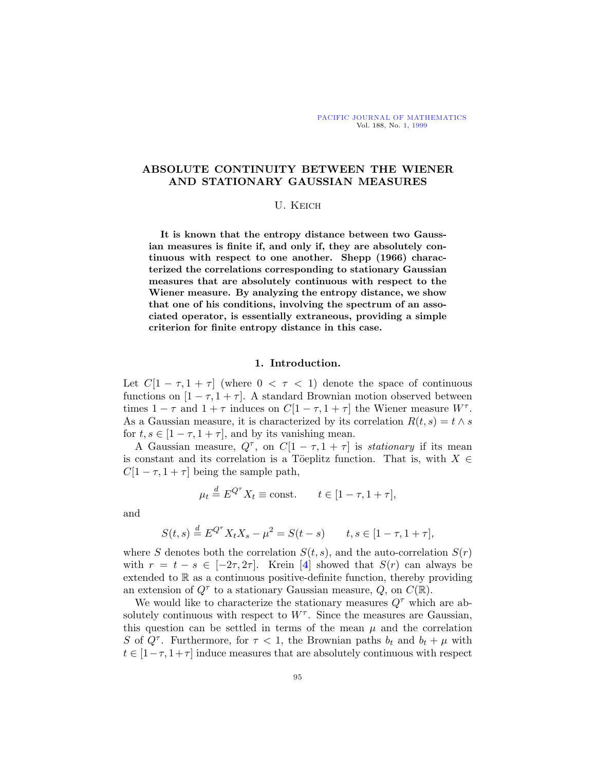# ABSOLUTE CONTINUITY BETWEEN THE WIENER AND STATIONARY GAUSSIAN MEASURES

U. Keich

**It is known that the entropy distance between two Gaussian measures is finite if, and only if, they are absolutely continuous with respect to one another. Shepp (1966) characterized the correlations corresponding to stationary Gaussian measures that are absolutely continuous with respect to the Wiener measure. By analyzing the entropy distance, we show that one of his conditions, involving the spectrum of an associated operator, is essentially extraneous, providing a simple criterion for finite entropy distance in this case.**

## 1. Introduction.

Let $C[1-\tau, 1+\tau]$ (where $0 < \tau < 1$) denote the space of continuous functions on $[1-\tau, 1+\tau]$. A standard Brownian motion observed between times $1-\tau$ and $1+\tau$ induces on $C[1-\tau, 1+\tau]$ the Wiener measure $W^\tau$. As a Gaussian measure, it is characterized by its correlation $R(t,s) = t \wedge s$ for $t, s \in [1-\tau, 1+\tau]$, and by its vanishing mean.

A Gaussian measure, $Q^\tau$, on $C[1-\tau, 1+\tau]$ is *stationary* if its mean is constant and its correlation is a Töeplitz function. That is, with $X \in C[1-\tau, 1+\tau]$ being the sample path,

$$\mu_t \stackrel{d}{=} E^{Q^\tau} X_t \equiv \text{const.} \qquad t \in [1-\tau, 1+\tau],$$

and

$$S(t,s) \stackrel{d}{=} E^{Q^\tau} X_t X_s - \mu^2 = S(t-s) \qquad t, s \in [1-\tau, 1+\tau],$$

where $S$ denotes both the correlation $S(t,s)$, and the auto-correlation $S(r)$ with $r = t - s \in [-2\tau, 2\tau]$. Krein [4] showed that $S(r)$ can always be extended to $\mathbb{R}$ as a continuous positive-definite function, thereby providing an extension of $Q^\tau$ to a stationary Gaussian measure, $Q$, on $C(\mathbb{R})$.

We would like to characterize the stationary measures $Q^\tau$ which are absolutely continuous with respect to $W^\tau$. Since the measures are Gaussian, this question can be settled in terms of the mean $\mu$ and the correlation $S$ of $Q^\tau$. Furthermore, for $\tau < 1$, the Brownian paths $b_t$ and $b_t + \mu$ with $t \in [1-\tau, 1+\tau]$ induce measures that are absolutely continuous with respect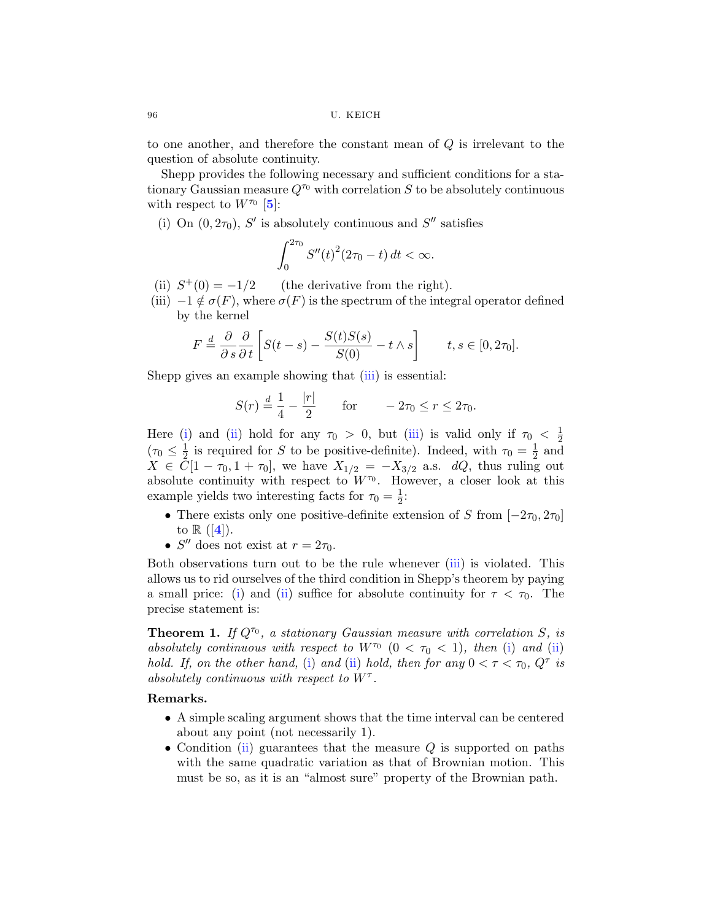to one another, and therefore the constant mean of $Q$ is irrelevant to the question of absolute continuity.

Shepp provides the following necessary and sufficient conditions for a stationary Gaussian measure $Q^{\tau_0}$ with correlation $S$ to be absolutely continuous with respect to $W^{\tau_0}$ [5]:

(i) On $(0, 2\tau_0)$, $S'$ is absolutely continuous and $S''$ satisfies

$$\int_0^{2\tau_0} S''(t)^2 (2\tau_0 - t)\, dt < \infty.$$

(ii) $S^+(0) = -1/2$ (the derivative from the right).

(iii) $-1 \notin \sigma(F)$, where $\sigma(F)$ is the spectrum of the integral operator defined by the kernel

$$F \overset{d}{=} \frac{\partial}{\partial s}\frac{\partial}{\partial t}\left[ S(t-s) - \frac{S(t)S(s)}{S(0)} - t \wedge s \right] \qquad t, s \in [0, 2\tau_0].$$

Shepp gives an example showing that (iii) is essential:

$$S(r) \overset{d}{=} \frac{1}{4} - \frac{|r|}{2} \qquad \text{for} \qquad -2\tau_0 \le r \le 2\tau_0.$$

Here (i) and (ii) hold for any $\tau_0 > 0$, but (iii) is valid only if $\tau_0 < \frac{1}{2}$ ($\tau_0 \le \frac{1}{2}$ is required for $S$ to be positive-definite). Indeed, with $\tau_0 = \frac{1}{2}$ and $X \in C[1 - \tau_0, 1 + \tau_0]$, we have $X_{1/2} = -X_{3/2}$ a.s. $dQ$, thus ruling out absolute continuity with respect to $W^{\tau_0}$. However, a closer look at this example yields two interesting facts for $\tau_0 = \frac{1}{2}$:

- There exists only one positive-definite extension of $S$ from $[-2\tau_0, 2\tau_0]$ to $\mathbb{R}$ ([4]).
- $S''$ does not exist at $r = 2\tau_0$.

Both observations turn out to be the rule whenever (iii) is violated. This allows us to rid ourselves of the third condition in Shepp's theorem by paying a small price: (i) and (ii) suffice for absolute continuity for $\tau < \tau_0$. The precise statement is:

**Theorem 1.** *If $Q^{\tau_0}$, a stationary Gaussian measure with correlation $S$, is absolutely continuous with respect to $W^{\tau_0}$ ($0 < \tau_0 < 1$), then (i) and (ii) hold. If, on the other hand, (i) and (ii) hold, then for any $0 < \tau < \tau_0$, $Q^{\tau}$ is absolutely continuous with respect to $W^{\tau}$.*

**Remarks.**

- A simple scaling argument shows that the time interval can be centered about any point (not necessarily 1).
- Condition (ii) guarantees that the measure $Q$ is supported on paths with the same quadratic variation as that of Brownian motion. This must be so, as it is an "almost sure" property of the Brownian path.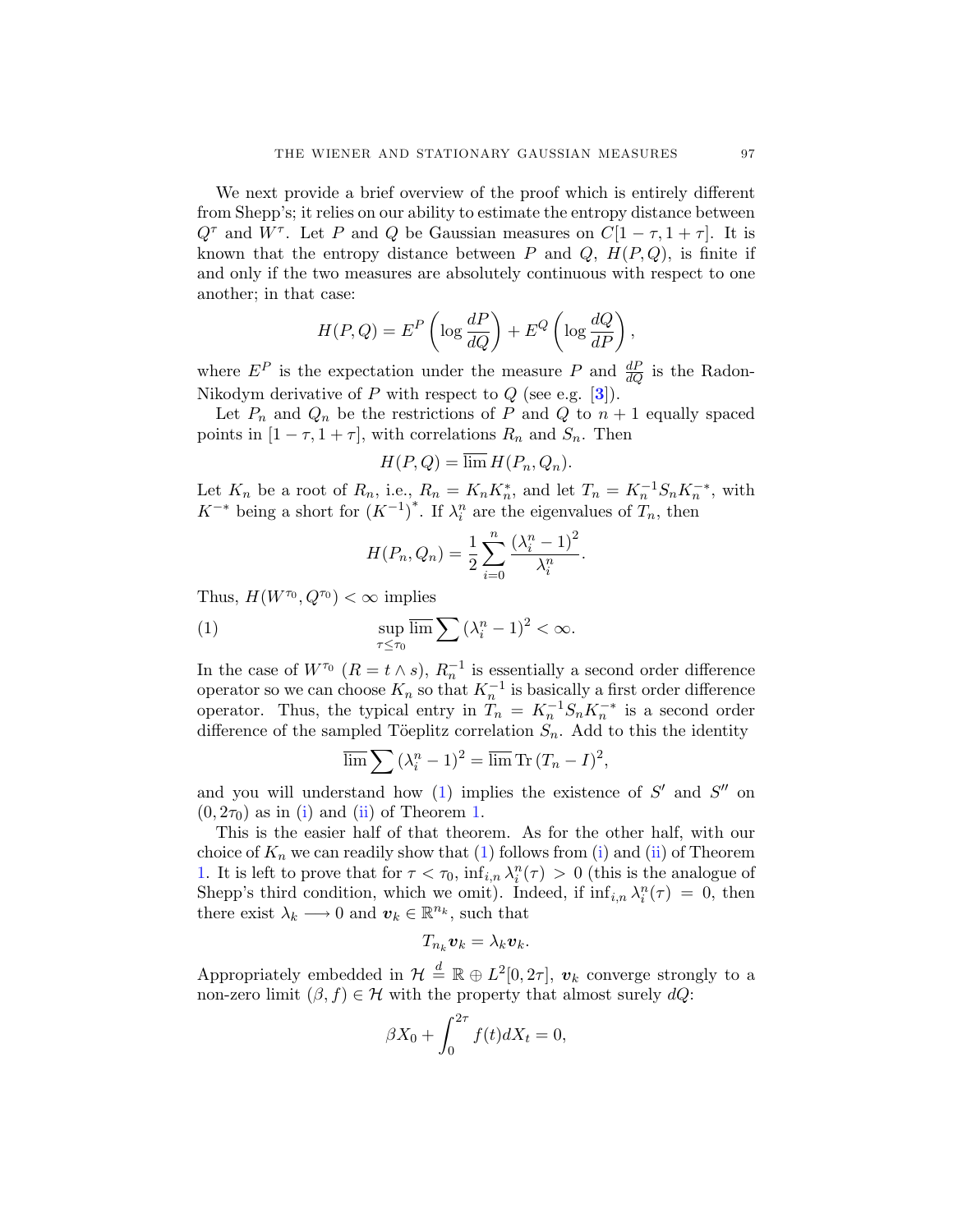We next provide a brief overview of the proof which is entirely different from Shepp's; it relies on our ability to estimate the entropy distance between $Q^\tau$ and $W^\tau$. Let $P$ and $Q$ be Gaussian measures on $C[1-\tau, 1+\tau]$. It is known that the entropy distance between $P$ and $Q$, $H(P,Q)$, is finite if and only if the two measures are absolutely continuous with respect to one another; in that case:

$$H(P,Q) = E^P\left(\log \frac{dP}{dQ}\right) + E^Q\left(\log \frac{dQ}{dP}\right),$$

where $E^P$ is the expectation under the measure $P$ and $\frac{dP}{dQ}$ is the Radon-Nikodym derivative of $P$ with respect to $Q$ (see e.g. [3]).

Let $P_n$ and $Q_n$ be the restrictions of $P$ and $Q$ to $n+1$ equally spaced points in $[1-\tau, 1+\tau]$, with correlations $R_n$ and $S_n$. Then

$$H(P,Q) = \overline{\lim}\, H(P_n, Q_n).$$

Let $K_n$ be a root of $R_n$, i.e., $R_n = K_n K_n^*$, and let $T_n = K_n^{-1} S_n K_n^{-*}$, with $K^{-*}$ being a short for $(K^{-1})^*$. If $\lambda_i^n$ are the eigenvalues of $T_n$, then

$$H(P_n, Q_n) = \frac{1}{2}\sum_{i=0}^{n} \frac{(\lambda_i^n - 1)^2}{\lambda_i^n}.$$

Thus, $H(W^{\tau_0}, Q^{\tau_0}) < \infty$ implies

$$\sup_{\tau \le \tau_0} \overline{\lim} \sum (\lambda_i^n - 1)^2 < \infty. \tag{1}$$

In the case of $W^{\tau_0}$ ($R = t \wedge s$), $R_n^{-1}$ is essentially a second order difference operator so we can choose $K_n$ so that $K_n^{-1}$ is basically a first order difference operator. Thus, the typical entry in $T_n = K_n^{-1} S_n K_n^{-*}$ is a second order difference of the sampled Töeplitz correlation $S_n$. Add to this the identity

$$\overline{\lim} \sum (\lambda_i^n - 1)^2 = \overline{\lim}\, \mathrm{Tr}\,(T_n - I)^2,$$

and you will understand how (1) implies the existence of $S'$ and $S''$ on $(0, 2\tau_0)$ as in (i) and (ii) of Theorem 1.

This is the easier half of that theorem. As for the other half, with our choice of $K_n$ we can readily show that (1) follows from (i) and (ii) of Theorem 1. It is left to prove that for $\tau < \tau_0$, $\inf_{i,n} \lambda_i^n(\tau) > 0$ (this is the analogue of Shepp's third condition, which we omit). Indeed, if $\inf_{i,n} \lambda_i^n(\tau) = 0$, then there exist $\lambda_k \longrightarrow 0$ and $\boldsymbol{v}_k \in \mathbb{R}^{n_k}$, such that

$$T_{n_k} \boldsymbol{v}_k = \lambda_k \boldsymbol{v}_k.$$

Appropriately embedded in $\mathcal{H} \stackrel{d}{=} \mathbb{R} \oplus L^2[0, 2\tau]$, $\boldsymbol{v}_k$ converge strongly to a non-zero limit $(\beta, f) \in \mathcal{H}$ with the property that almost surely $dQ$:

$$\beta X_0 + \int_0^{2\tau} f(t) dX_t = 0,$$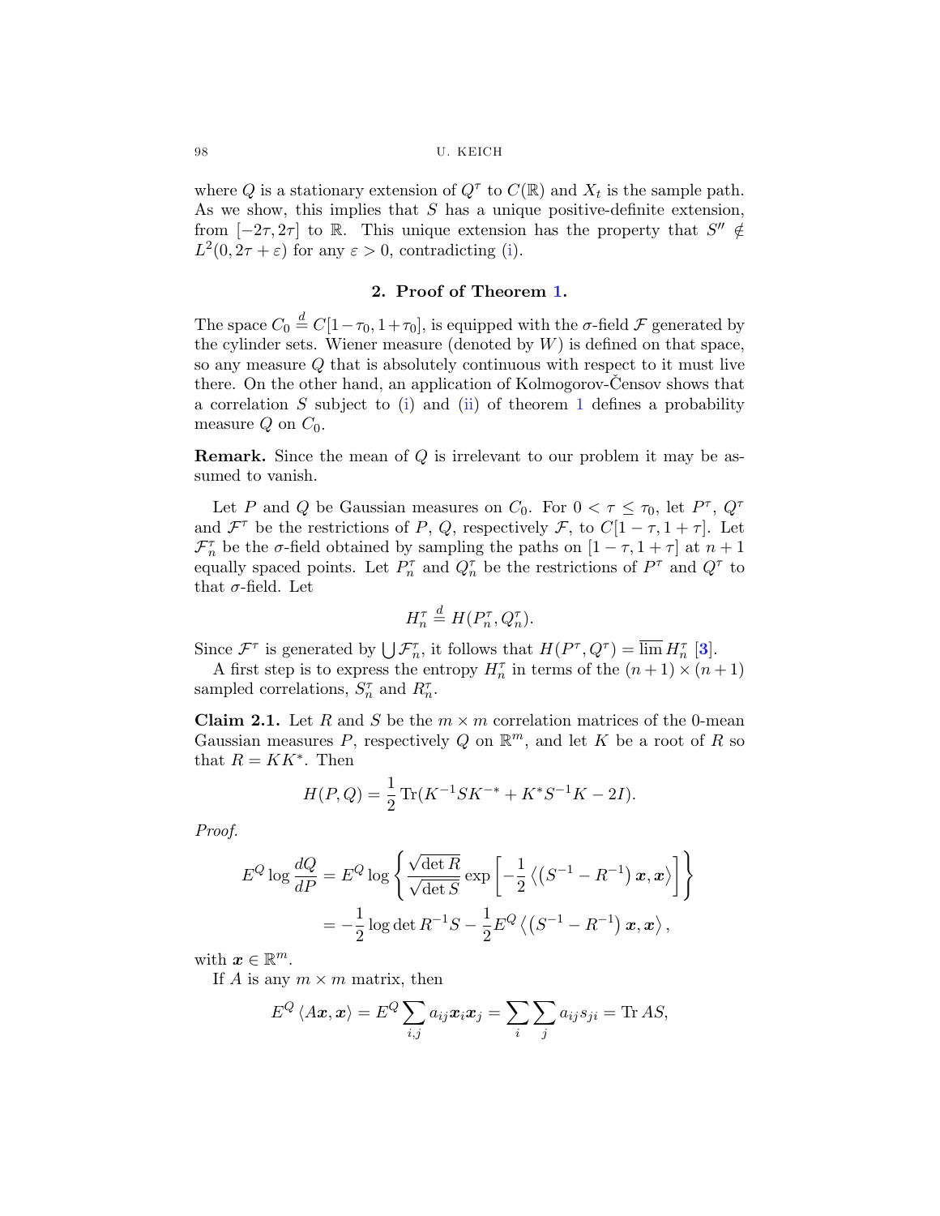where $Q$ is a stationary extension of $Q^\tau$ to $C(\mathbb{R})$ and $X_t$ is the sample path. As we show, this implies that $S$ has a unique positive-definite extension, from $[-2\tau, 2\tau]$ to $\mathbb{R}$. This unique extension has the property that $S'' \notin L^2(0, 2\tau + \varepsilon)$ for any $\varepsilon > 0$, contradicting (i).

## 2. Proof of Theorem 1.

The space $C_0 \overset{d}{=} C[1-\tau_0, 1+\tau_0]$, is equipped with the $\sigma$-field $\mathcal{F}$ generated by the cylinder sets. Wiener measure (denoted by $W$) is defined on that space, so any measure $Q$ that is absolutely continuous with respect to it must live there. On the other hand, an application of Kolmogorov-Čensov shows that a correlation $S$ subject to (i) and (ii) of theorem 1 defines a probability measure $Q$ on $C_0$.

**Remark.** Since the mean of $Q$ is irrelevant to our problem it may be assumed to vanish.

Let $P$ and $Q$ be Gaussian measures on $C_0$. For $0 < \tau \le \tau_0$, let $P^\tau$, $Q^\tau$ and $\mathcal{F}^\tau$ be the restrictions of $P$, $Q$, respectively $\mathcal{F}$, to $C[1-\tau, 1+\tau]$. Let $\mathcal{F}_n^\tau$ be the $\sigma$-field obtained by sampling the paths on $[1-\tau, 1+\tau]$ at $n+1$ equally spaced points. Let $P_n^\tau$ and $Q_n^\tau$ be the restrictions of $P^\tau$ and $Q^\tau$ to that $\sigma$-field. Let

$$H_n^\tau \overset{d}{=} H(P_n^\tau, Q_n^\tau).$$

Since $\mathcal{F}^\tau$ is generated by $\bigcup \mathcal{F}_n^\tau$, it follows that $H(P^\tau, Q^\tau) = \overline{\lim}\, H_n^\tau$ [3].

A first step is to express the entropy $H_n^\tau$ in terms of the $(n+1)\times(n+1)$ sampled correlations, $S_n^\tau$ and $R_n^\tau$.

**Claim 2.1.** Let $R$ and $S$ be the $m \times m$ correlation matrices of the 0-mean Gaussian measures $P$, respectively $Q$ on $\mathbb{R}^m$, and let $K$ be a root of $R$ so that $R = KK^*$. Then

$$H(P, Q) = \frac{1}{2}\operatorname{Tr}(K^{-1}SK^{-*} + K^* S^{-1} K - 2I).$$

*Proof.*

$$\begin{aligned} E^Q \log \frac{dQ}{dP} &= E^Q \log \left\{ \frac{\sqrt{\det R}}{\sqrt{\det S}} \exp\left[ -\frac{1}{2}\left\langle \left(S^{-1} - R^{-1}\right)\boldsymbol{x}, \boldsymbol{x}\right\rangle \right] \right\} \\ &= -\frac{1}{2}\log\det R^{-1}S - \frac{1}{2}E^Q\left\langle \left(S^{-1} - R^{-1}\right)\boldsymbol{x}, \boldsymbol{x}\right\rangle, \end{aligned}$$

with $\boldsymbol{x} \in \mathbb{R}^m$.

If $A$ is any $m \times m$ matrix, then

$$E^Q \langle A\boldsymbol{x}, \boldsymbol{x}\rangle = E^Q \sum_{i,j} a_{ij}\boldsymbol{x}_i\boldsymbol{x}_j = \sum_i \sum_j a_{ij}s_{ji} = \operatorname{Tr} AS,$$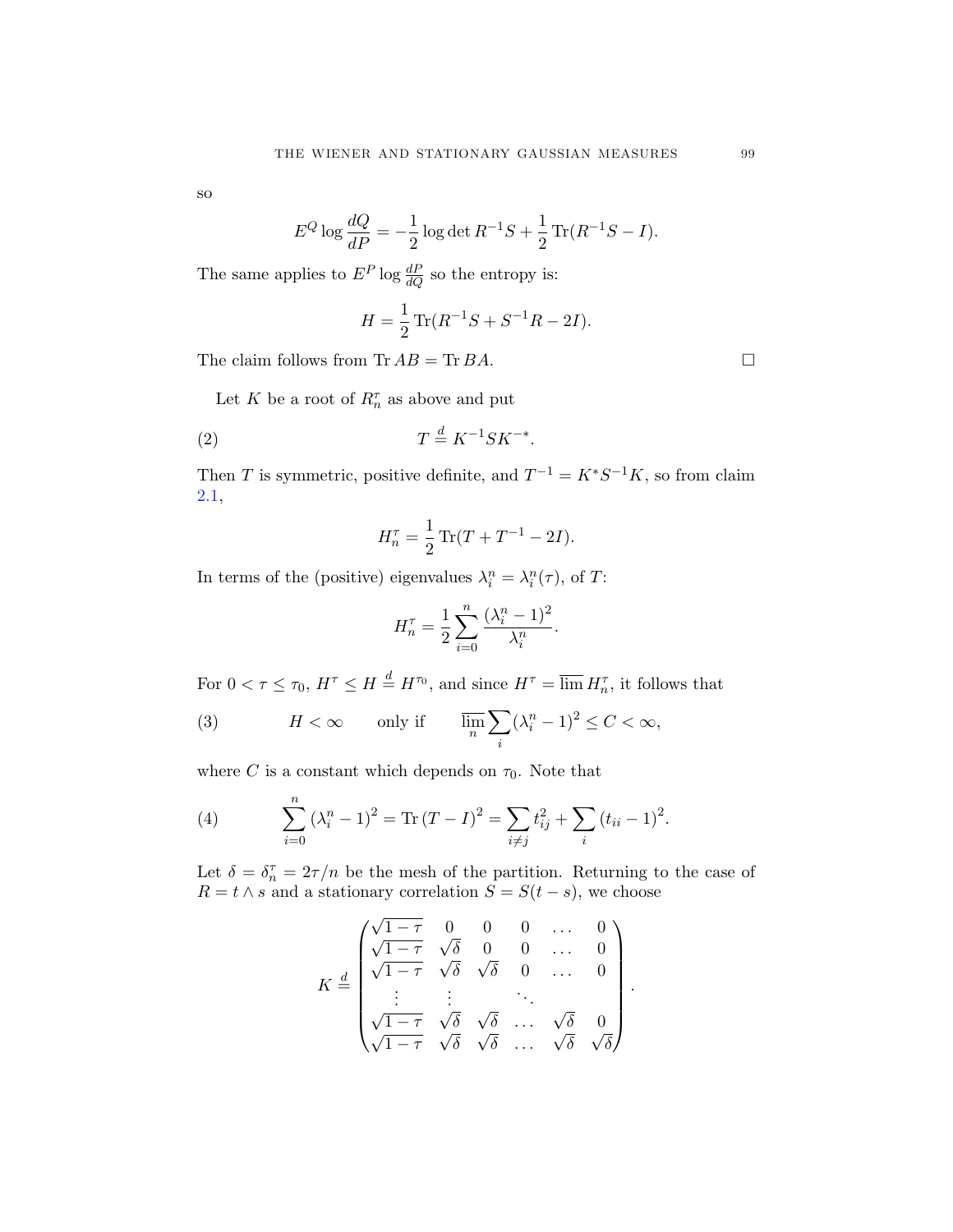so

$$E^Q \log \frac{dQ}{dP} = -\frac{1}{2} \log \det R^{-1}S + \frac{1}{2} \operatorname{Tr}(R^{-1}S - I).$$

The same applies to $E^P \log \frac{dP}{dQ}$ so the entropy is:

$$H = \frac{1}{2} \operatorname{Tr}(R^{-1}S + S^{-1}R - 2I).$$

The claim follows from $\operatorname{Tr} AB = \operatorname{Tr} BA$. □

Let $K$ be a root of $R_n^\tau$ as above and put

$$T \overset{d}{=} K^{-1} S K^{-*}. \tag{2}$$

Then $T$ is symmetric, positive definite, and $T^{-1} = K^* S^{-1} K$, so from claim 2.1,

$$H_n^\tau = \frac{1}{2} \operatorname{Tr}(T + T^{-1} - 2I).$$

In terms of the (positive) eigenvalues $\lambda_i^n = \lambda_i^n(\tau)$, of $T$:

$$H_n^\tau = \frac{1}{2} \sum_{i=0}^{n} \frac{(\lambda_i^n - 1)^2}{\lambda_i^n}.$$

For $0 < \tau \leq \tau_0$, $H^\tau \leq H \overset{d}{=} H^{\tau_0}$, and since $H^\tau = \overline{\lim}\, H_n^\tau$, it follows that

$$H < \infty \qquad \text{only if} \qquad \overline{\lim_n} \sum_i (\lambda_i^n - 1)^2 \leq C < \infty, \tag{3}$$

where $C$ is a constant which depends on $\tau_0$. Note that

$$\sum_{i=0}^{n} (\lambda_i^n - 1)^2 = \operatorname{Tr}(T - I)^2 = \sum_{i \neq j} t_{ij}^2 + \sum_i (t_{ii} - 1)^2. \tag{4}$$

Let $\delta = \delta_n^\tau = 2\tau/n$ be the mesh of the partition. Returning to the case of $R = t \wedge s$ and a stationary correlation $S = S(t - s)$, we choose

$$K \overset{d}{=} \begin{pmatrix} \sqrt{1-\tau} & 0 & 0 & 0 & \dots & 0 \\ \sqrt{1-\tau} & \sqrt{\delta} & 0 & 0 & \dots & 0 \\ \sqrt{1-\tau} & \sqrt{\delta} & \sqrt{\delta} & 0 & \dots & 0 \\ \vdots & \vdots & & \ddots & & \\ \sqrt{1-\tau} & \sqrt{\delta} & \sqrt{\delta} & \dots & \sqrt{\delta} & 0 \\ \sqrt{1-\tau} & \sqrt{\delta} & \sqrt{\delta} & \dots & \sqrt{\delta} & \sqrt{\delta} \end{pmatrix}.$$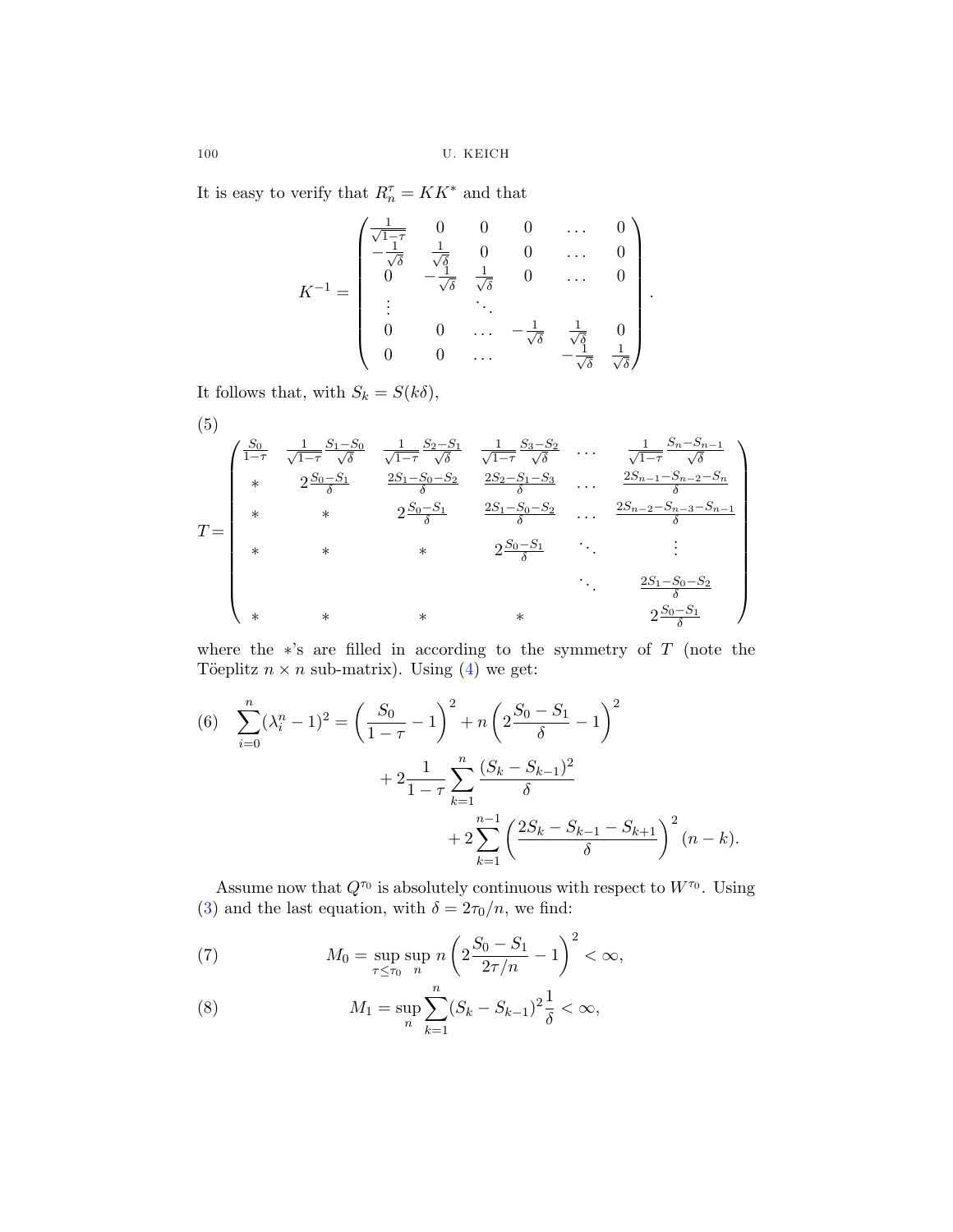It is easy to verify that $R_n^\tau = KK^*$ and that

$$
K^{-1} = \begin{pmatrix}
\frac{1}{\sqrt{1-\tau}} & 0 & 0 & 0 & \dots & 0 \\
-\frac{1}{\sqrt{\delta}} & \frac{1}{\sqrt{\delta}} & 0 & 0 & \dots & 0 \\
0 & -\frac{1}{\sqrt{\delta}} & \frac{1}{\sqrt{\delta}} & 0 & \dots & 0 \\
\vdots & & \ddots & & & \\
0 & 0 & \dots & -\frac{1}{\sqrt{\delta}} & \frac{1}{\sqrt{\delta}} & 0 \\
0 & 0 & \dots & & -\frac{1}{\sqrt{\delta}} & \frac{1}{\sqrt{\delta}}
\end{pmatrix}.
$$

It follows that, with $S_k = S(k\delta)$,

(5)

$$
T = \begin{pmatrix}
\frac{S_0}{1-\tau} & \frac{1}{\sqrt{1-\tau}}\frac{S_1-S_0}{\sqrt{\delta}} & \frac{1}{\sqrt{1-\tau}}\frac{S_2-S_1}{\sqrt{\delta}} & \frac{1}{\sqrt{1-\tau}}\frac{S_3-S_2}{\sqrt{\delta}} & \dots & \frac{1}{\sqrt{1-\tau}}\frac{S_n-S_{n-1}}{\sqrt{\delta}} \\
* & 2\frac{S_0-S_1}{\delta} & \frac{2S_1-S_0-S_2}{\delta} & \frac{2S_2-S_1-S_3}{\delta} & \dots & \frac{2S_{n-1}-S_{n-2}-S_n}{\delta} \\
* & * & 2\frac{S_0-S_1}{\delta} & \frac{2S_1-S_0-S_2}{\delta} & \dots & \frac{2S_{n-2}-S_{n-3}-S_{n-1}}{\delta} \\
* & * & * & 2\frac{S_0-S_1}{\delta} & \ddots & \vdots \\
 & & & & \ddots & \frac{2S_1-S_0-S_2}{\delta} \\
* & * & * & * & & 2\frac{S_0-S_1}{\delta}
\end{pmatrix}
$$

where the $*$'s are filled in according to the symmetry of $T$ (note the Töeplitz $n \times n$ sub-matrix). Using (4) we get:

$$
\begin{aligned}
(6) \quad \sum_{i=0}^{n} (\lambda_i^n - 1)^2 = \left(\frac{S_0}{1-\tau} - 1\right)^2 &+ n\left(2\frac{S_0 - S_1}{\delta} - 1\right)^2 \\
&+ 2\frac{1}{1-\tau}\sum_{k=1}^{n}\frac{(S_k - S_{k-1})^2}{\delta} \\
&+ 2\sum_{k=1}^{n-1}\left(\frac{2S_k - S_{k-1} - S_{k+1}}{\delta}\right)^2 (n-k).
\end{aligned}
$$

Assume now that $Q^{\tau_0}$ is absolutely continuous with respect to $W^{\tau_0}$. Using (3) and the last equation, with $\delta = 2\tau_0/n$, we find:

$$
(7) \qquad M_0 = \sup_{\tau \le \tau_0} \sup_n n\left(2\frac{S_0 - S_1}{2\tau/n} - 1\right)^2 < \infty,
$$

$$
(8) \qquad M_1 = \sup_n \sum_{k=1}^{n} (S_k - S_{k-1})^2 \frac{1}{\delta} < \infty,
$$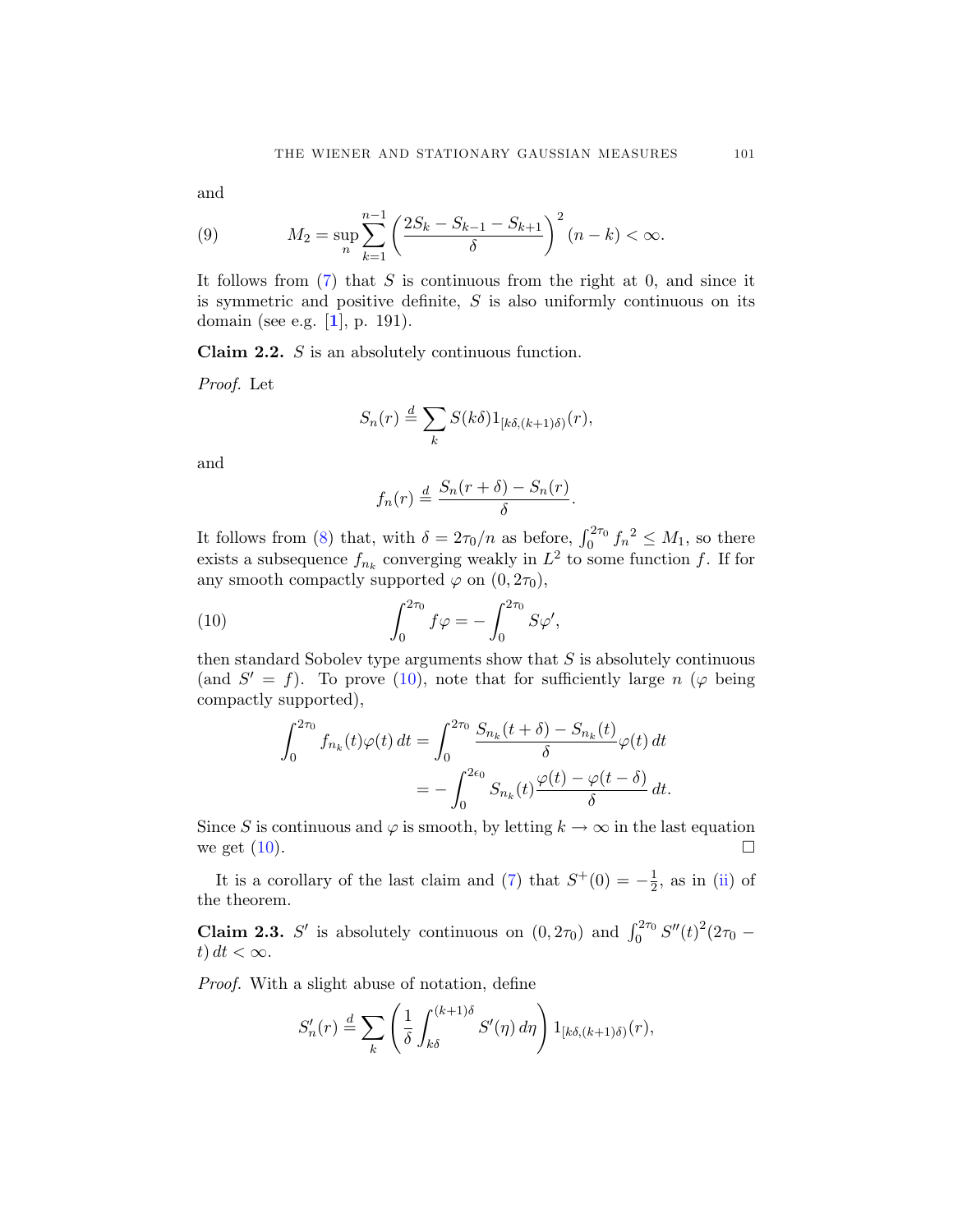and

$$M_2 = \sup_n \sum_{k=1}^{n-1} \left( \frac{2S_k - S_{k-1} - S_{k+1}}{\delta} \right)^2 (n-k) < \infty. \tag{9}$$

It follows from (7) that $S$ is continuous from the right at 0, and since it is symmetric and positive definite, $S$ is also uniformly continuous on its domain (see e.g. [**1**], p. 191).

**Claim 2.2.** *$S$ is an absolutely continuous function.*

*Proof.* Let

$$S_n(r) \stackrel{d}{=} \sum_k S(k\delta) 1_{[k\delta,(k+1)\delta)}(r),$$

and

$$f_n(r) \stackrel{d}{=} \frac{S_n(r+\delta) - S_n(r)}{\delta}.$$

It follows from (8) that, with $\delta = 2\tau_0/n$ as before, $\int_0^{2\tau_0} {f_n}^2 \le M_1$, so there exists a subsequence $f_{n_k}$ converging weakly in $L^2$ to some function $f$. If for any smooth compactly supported $\varphi$ on $(0, 2\tau_0)$,

$$\int_0^{2\tau_0} f\varphi = -\int_0^{2\tau_0} S\varphi', \tag{10}$$

then standard Sobolev type arguments show that $S$ is absolutely continuous (and $S' = f$). To prove (10), note that for sufficiently large $n$ ($\varphi$ being compactly supported),

$$\begin{aligned} \int_0^{2\tau_0} f_{n_k}(t)\varphi(t)\, dt &= \int_0^{2\tau_0} \frac{S_{n_k}(t+\delta) - S_{n_k}(t)}{\delta} \varphi(t)\, dt \\ &= -\int_0^{2\epsilon_0} S_{n_k}(t) \frac{\varphi(t) - \varphi(t-\delta)}{\delta}\, dt. \end{aligned}$$

Since $S$ is continuous and $\varphi$ is smooth, by letting $k \to \infty$ in the last equation we get (10). $\square$

It is a corollary of the last claim and (7) that $S^+(0) = -\frac{1}{2}$, as in (ii) of the theorem.

**Claim 2.3.** *$S'$ is absolutely continuous on $(0, 2\tau_0)$ and $\int_0^{2\tau_0} S''(t)^2 (2\tau_0 - t)\, dt < \infty$.*

*Proof.* With a slight abuse of notation, define

$$S'_n(r) \stackrel{d}{=} \sum_k \left( \frac{1}{\delta} \int_{k\delta}^{(k+1)\delta} S'(\eta)\, d\eta \right) 1_{[k\delta,(k+1)\delta)}(r),$$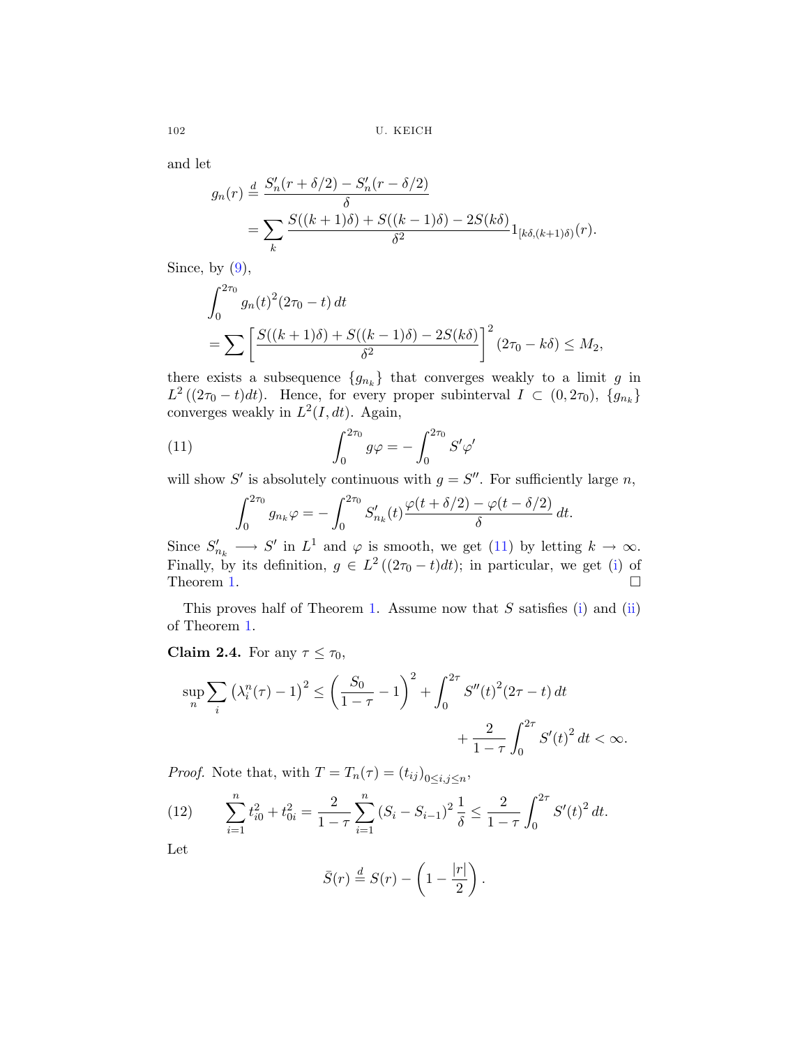and let

$$g_n(r) \stackrel{d}{=} \frac{S_n'(r+\delta/2) - S_n'(r-\delta/2)}{\delta}$$
$$= \sum_k \frac{S((k+1)\delta) + S((k-1)\delta) - 2S(k\delta)}{\delta^2} 1_{[k\delta,(k+1)\delta)}(r).$$

Since, by (9),

$$\int_0^{2\tau_0} g_n(t)^2 (2\tau_0 - t)\, dt$$
$$= \sum \left[ \frac{S((k+1)\delta) + S((k-1)\delta) - 2S(k\delta)}{\delta^2} \right]^2 (2\tau_0 - k\delta) \le M_2,$$

there exists a subsequence $\{g_{n_k}\}$ that converges weakly to a limit $g$ in $L^2((2\tau_0 - t)dt)$. Hence, for every proper subinterval $I \subset (0, 2\tau_0)$, $\{g_{n_k}\}$ converges weakly in $L^2(I, dt)$. Again,

$$\int_0^{2\tau_0} g\varphi = -\int_0^{2\tau_0} S'\varphi' \tag{11}$$

will show $S'$ is absolutely continuous with $g = S''$. For sufficiently large $n$,

$$\int_0^{2\tau_0} g_{n_k}\varphi = -\int_0^{2\tau_0} S_{n_k}'(t) \frac{\varphi(t+\delta/2) - \varphi(t-\delta/2)}{\delta}\, dt.$$

Since $S_{n_k}' \longrightarrow S'$ in $L^1$ and $\varphi$ is smooth, we get (11) by letting $k \to \infty$. Finally, by its definition, $g \in L^2((2\tau_0 - t)dt)$; in particular, we get (i) of Theorem 1. $\square$

This proves half of Theorem 1. Assume now that $S$ satisfies (i) and (ii) of Theorem 1.

**Claim 2.4.** For any $\tau \le \tau_0$,

$$\sup_n \sum_i \left(\lambda_i^n(\tau) - 1\right)^2 \le \left(\frac{S_0}{1-\tau} - 1\right)^2 + \int_0^{2\tau} S''(t)^2 (2\tau - t)\, dt$$
$$+ \frac{2}{1-\tau} \int_0^{2\tau} S'(t)^2\, dt < \infty.$$

*Proof.* Note that, with $T = T_n(\tau) = (t_{ij})_{0 \le i,j \le n}$,

$$\sum_{i=1}^n t_{i0}^2 + t_{0i}^2 = \frac{2}{1-\tau} \sum_{i=1}^n (S_i - S_{i-1})^2 \frac{1}{\delta} \le \frac{2}{1-\tau} \int_0^{2\tau} S'(t)^2\, dt. \tag{12}$$

Let

$$\bar{S}(r) \stackrel{d}{=} S(r) - \left(1 - \frac{|r|}{2}\right).$$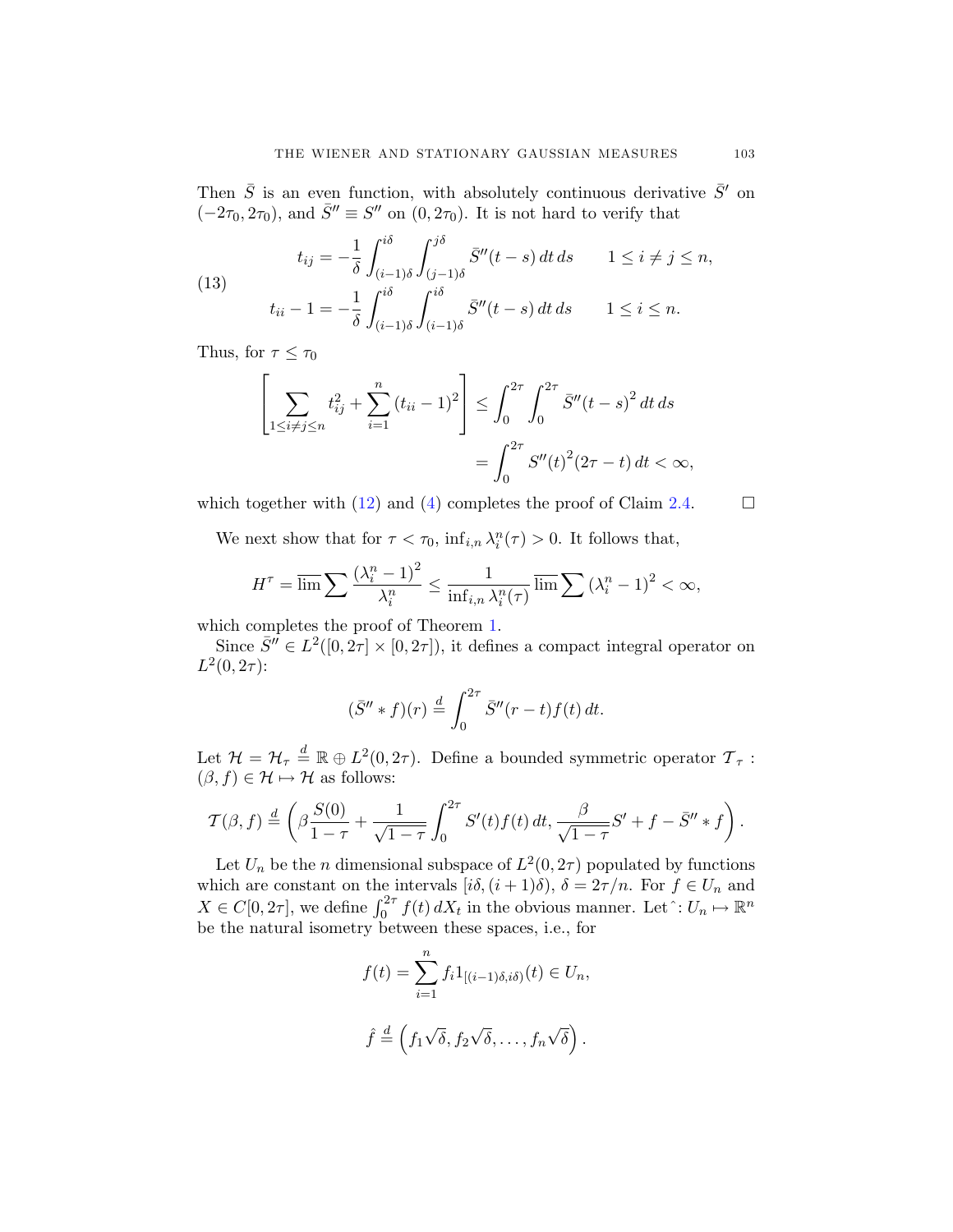Then $\bar{S}$ is an even function, with absolutely continuous derivative $\bar{S}'$ on $(-2\tau_0, 2\tau_0)$, and $\bar{S}'' \equiv S''$ on $(0, 2\tau_0)$. It is not hard to verify that

$$
\begin{aligned}
t_{ij} &= -\frac{1}{\delta}\int_{(i-1)\delta}^{i\delta}\int_{(j-1)\delta}^{j\delta} \bar{S}''(t-s)\,dt\,ds \qquad 1 \le i \ne j \le n, \\
t_{ii} - 1 &= -\frac{1}{\delta}\int_{(i-1)\delta}^{i\delta}\int_{(i-1)\delta}^{i\delta} \bar{S}''(t-s)\,dt\,ds \qquad 1 \le i \le n.
\end{aligned}
\tag{13}
$$

Thus, for $\tau \le \tau_0$

$$
\begin{aligned}
\left[\sum_{1\le i\ne j\le n} t_{ij}^2 + \sum_{i=1}^n (t_{ii}-1)^2\right] &\le \int_0^{2\tau}\int_0^{2\tau} \bar{S}''(t-s)^2\,dt\,ds \\
&= \int_0^{2\tau} S''(t)^2(2\tau - t)\,dt < \infty,
\end{aligned}
$$

which together with (12) and (4) completes the proof of Claim 2.4. $\square$

We next show that for $\tau < \tau_0$, $\inf_{i,n} \lambda_i^n(\tau) > 0$. It follows that,

$$
H^\tau = \overline{\lim} \sum \frac{(\lambda_i^n - 1)^2}{\lambda_i^n} \le \frac{1}{\inf_{i,n}\lambda_i^n(\tau)}\, \overline{\lim} \sum (\lambda_i^n - 1)^2 < \infty,
$$

which completes the proof of Theorem 1.

Since $\bar{S}'' \in L^2([0,2\tau]\times[0,2\tau])$, it defines a compact integral operator on $L^2(0,2\tau)$:

$$
(\bar{S}'' * f)(r) \stackrel{d}{=} \int_0^{2\tau} \bar{S}''(r-t) f(t)\,dt.
$$

Let $\mathcal{H} = \mathcal{H}_\tau \stackrel{d}{=} \mathbb{R} \oplus L^2(0,2\tau)$. Define a bounded symmetric operator $\mathcal{T}_\tau : (\beta, f) \in \mathcal{H} \mapsto \mathcal{H}$ as follows:

$$
\mathcal{T}(\beta, f) \stackrel{d}{=} \left(\beta\frac{S(0)}{1-\tau} + \frac{1}{\sqrt{1-\tau}}\int_0^{2\tau} S'(t) f(t)\,dt,\ \frac{\beta}{\sqrt{1-\tau}} S' + f - \bar{S}'' * f\right).
$$

Let $U_n$ be the $n$ dimensional subspace of $L^2(0,2\tau)$ populated by functions which are constant on the intervals $[i\delta, (i+1)\delta)$, $\delta = 2\tau/n$. For $f \in U_n$ and $X \in C[0,2\tau]$, we define $\int_0^{2\tau} f(t)\,dX_t$ in the obvious manner. Let $\hat{}: U_n \mapsto \mathbb{R}^n$ be the natural isometry between these spaces, i.e., for

$$
f(t) = \sum_{i=1}^n f_i 1_{[(i-1)\delta, i\delta)}(t) \in U_n,
$$

$$
\hat{f} \stackrel{d}{=} \left(f_1\sqrt{\delta}, f_2\sqrt{\delta}, \ldots, f_n\sqrt{\delta}\right).
$$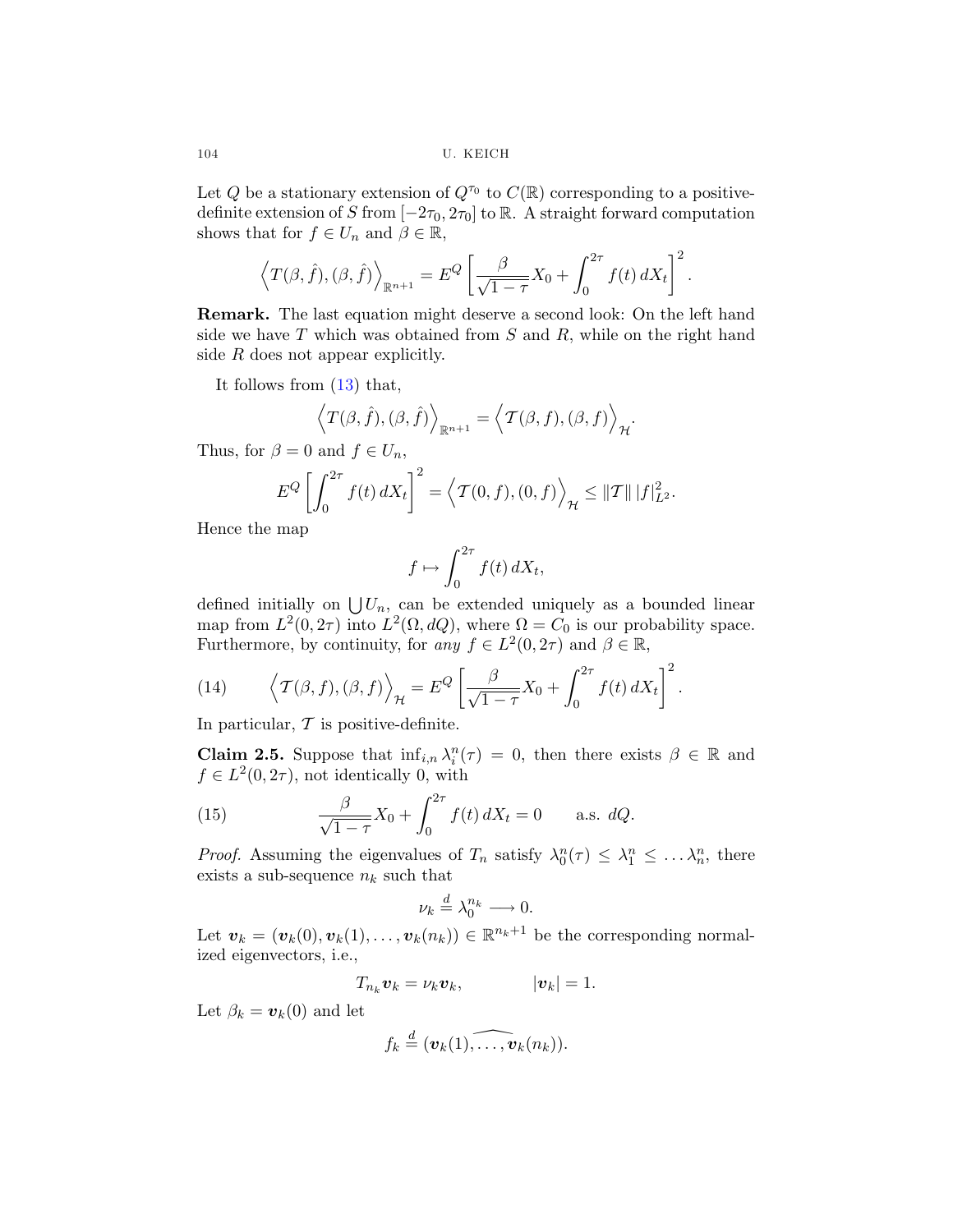Let $Q$ be a stationary extension of $Q^{\tau_0}$ to $C(\mathbb{R})$ corresponding to a positive-definite extension of $S$ from $[-2\tau_0, 2\tau_0]$ to $\mathbb{R}$. A straight forward computation shows that for $f \in U_n$ and $\beta \in \mathbb{R}$,

$$\left\langle T(\beta, \hat{f}), (\beta, \hat{f}) \right\rangle_{\mathbb{R}^{n+1}} = E^Q \left[ \frac{\beta}{\sqrt{1-\tau}} X_0 + \int_0^{2\tau} f(t)\, dX_t \right]^2.$$

**Remark.** The last equation might deserve a second look: On the left hand side we have $T$ which was obtained from $S$ and $R$, while on the right hand side $R$ does not appear explicitly.

It follows from (13) that,

$$\left\langle T(\beta, \hat{f}), (\beta, \hat{f}) \right\rangle_{\mathbb{R}^{n+1}} = \left\langle \mathcal{T}(\beta, f), (\beta, f) \right\rangle_{\mathcal{H}}.$$

Thus, for $\beta = 0$ and $f \in U_n$,

$$E^Q \left[ \int_0^{2\tau} f(t)\, dX_t \right]^2 = \left\langle \mathcal{T}(0, f), (0, f) \right\rangle_{\mathcal{H}} \leq \|\mathcal{T}\|\, |f|_{L^2}^2.$$

Hence the map

$$f \mapsto \int_0^{2\tau} f(t)\, dX_t,$$

defined initially on $\bigcup U_n$, can be extended uniquely as a bounded linear map from $L^2(0, 2\tau)$ into $L^2(\Omega, dQ)$, where $\Omega = C_0$ is our probability space. Furthermore, by continuity, for *any* $f \in L^2(0, 2\tau)$ and $\beta \in \mathbb{R}$,

$$\left\langle \mathcal{T}(\beta, f), (\beta, f) \right\rangle_{\mathcal{H}} = E^Q \left[ \frac{\beta}{\sqrt{1-\tau}} X_0 + \int_0^{2\tau} f(t)\, dX_t \right]^2. \tag{14}$$

In particular, $\mathcal{T}$ is positive-definite.

**Claim 2.5.** Suppose that $\inf_{i,n} \lambda_i^n(\tau) = 0$, then there exists $\beta \in \mathbb{R}$ and $f \in L^2(0, 2\tau)$, not identically 0, with

$$\frac{\beta}{\sqrt{1-\tau}} X_0 + \int_0^{2\tau} f(t)\, dX_t = 0 \qquad \text{a.s. } dQ. \tag{15}$$

*Proof.* Assuming the eigenvalues of $T_n$ satisfy $\lambda_0^n(\tau) \leq \lambda_1^n \leq \ldots \lambda_n^n$, there exists a sub-sequence $n_k$ such that

$$\nu_k \stackrel{d}{=} \lambda_0^{n_k} \longrightarrow 0.$$

Let $\boldsymbol{v}_k = (\boldsymbol{v}_k(0), \boldsymbol{v}_k(1), \ldots, \boldsymbol{v}_k(n_k)) \in \mathbb{R}^{n_k+1}$ be the corresponding normalized eigenvectors, i.e.,

$$T_{n_k} \boldsymbol{v}_k = \nu_k \boldsymbol{v}_k, \qquad\qquad |\boldsymbol{v}_k| = 1.$$

Let $\beta_k = \boldsymbol{v}_k(0)$ and let

$$f_k \stackrel{d}{=} (\widehat{\boldsymbol{v}_k(1), \ldots, \boldsymbol{v}_k(n_k)}).$$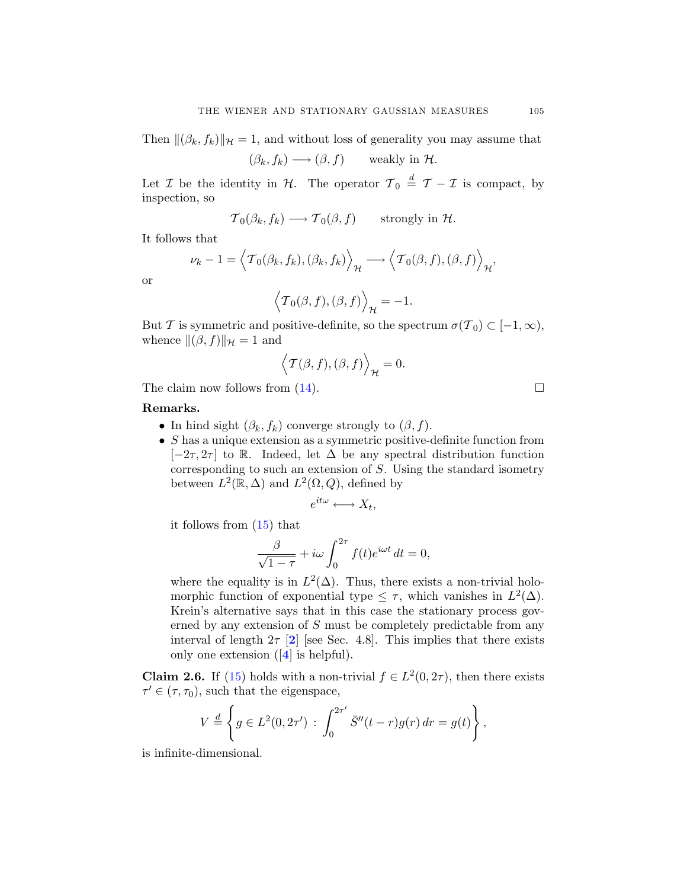Then $\|(\beta_k, f_k)\|_{\mathcal{H}} = 1$, and without loss of generality you may assume that

$$(\beta_k, f_k) \longrightarrow (\beta, f) \qquad \text{weakly in } \mathcal{H}.$$

Let $\mathcal{I}$ be the identity in $\mathcal{H}$. The operator $\mathcal{T}_0 \stackrel{d}{=} \mathcal{T} - \mathcal{I}$ is compact, by inspection, so

$$\mathcal{T}_0(\beta_k, f_k) \longrightarrow \mathcal{T}_0(\beta, f) \qquad \text{strongly in } \mathcal{H}.$$

It follows that

$$\nu_k - 1 = \Big\langle \mathcal{T}_0(\beta_k, f_k), (\beta_k, f_k) \Big\rangle_{\mathcal{H}} \longrightarrow \Big\langle \mathcal{T}_0(\beta, f), (\beta, f) \Big\rangle_{\mathcal{H}},$$

or

$$\Big\langle \mathcal{T}_0(\beta, f), (\beta, f) \Big\rangle_{\mathcal{H}} = -1.$$

But $\mathcal{T}$ is symmetric and positive-definite, so the spectrum $\sigma(\mathcal{T}_0) \subset [-1, \infty)$, whence $\|(\beta, f)\|_{\mathcal{H}} = 1$ and

$$\Big\langle \mathcal{T}(\beta, f), (\beta, f) \Big\rangle_{\mathcal{H}} = 0.$$

The claim now follows from (14). □

**Remarks.**

- In hind sight $(\beta_k, f_k)$ converge strongly to $(\beta, f)$.
- $S$ has a unique extension as a symmetric positive-definite function from $[-2\tau, 2\tau]$ to $\mathbb{R}$. Indeed, let $\Delta$ be any spectral distribution function corresponding to such an extension of $S$. Using the standard isometry between $L^2(\mathbb{R}, \Delta)$ and $L^2(\Omega, Q)$, defined by

  $$e^{it\omega} \longleftrightarrow X_t,$$

  it follows from (15) that

  $$\frac{\beta}{\sqrt{1-\tau}} + i\omega \int_0^{2\tau} f(t) e^{i\omega t}\, dt = 0,$$

  where the equality is in $L^2(\Delta)$. Thus, there exists a non-trivial holomorphic function of exponential type $\leq \tau$, which vanishes in $L^2(\Delta)$. Krein's alternative says that in this case the stationary process governed by any extension of $S$ must be completely predictable from any interval of length $2\tau$ [2] [see Sec. 4.8]. This implies that there exists only one extension ([4] is helpful).

**Claim 2.6.** If (15) holds with a non-trivial $f \in L^2(0, 2\tau)$, then there exists $\tau' \in (\tau, \tau_0)$, such that the eigenspace,

$$V \stackrel{d}{=} \left\{ g \in L^2(0, 2\tau') \,:\, \int_0^{2\tau'} \bar{S}''(t-r) g(r)\, dr = g(t) \right\},$$

is infinite-dimensional.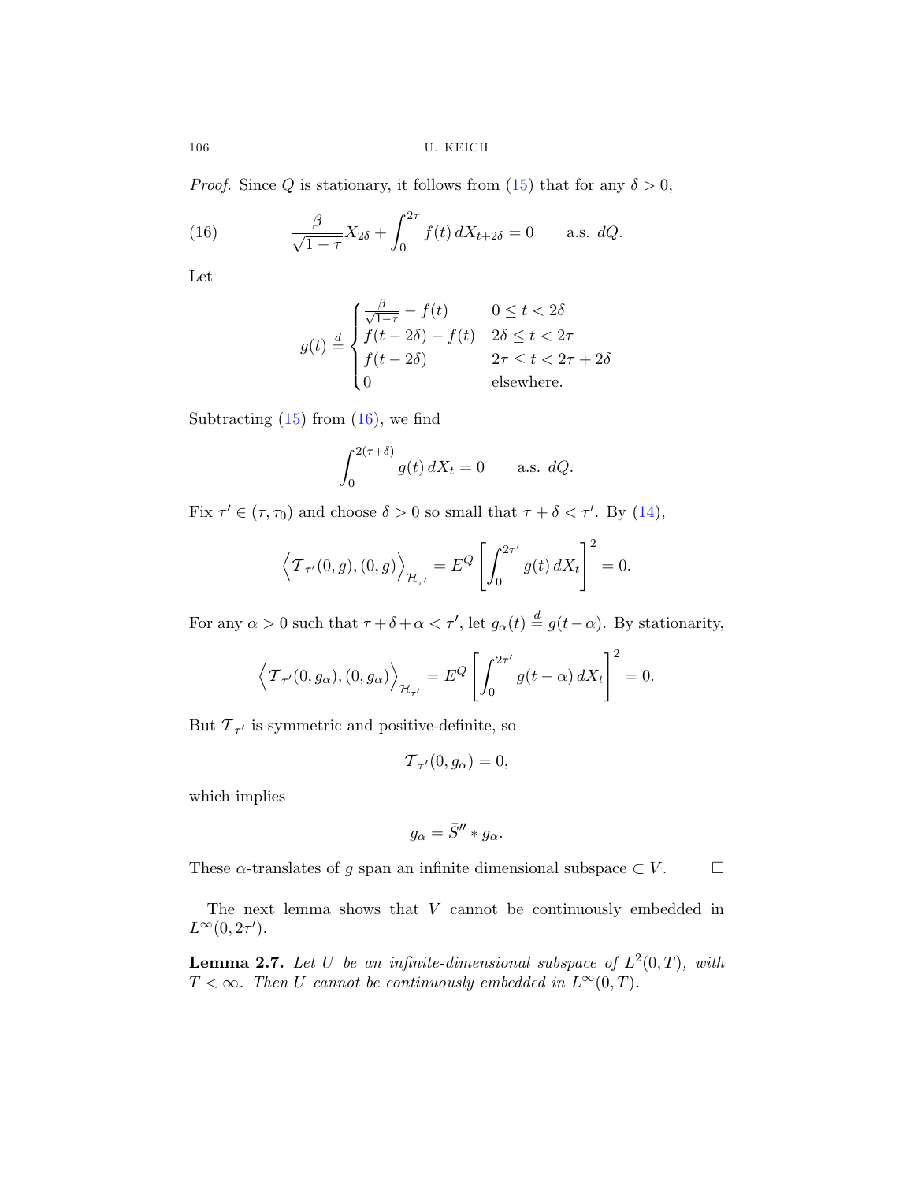*Proof.* Since $Q$ is stationary, it follows from (15) that for any $\delta > 0$,

$$\frac{\beta}{\sqrt{1-\tau}} X_{2\delta} + \int_0^{2\tau} f(t)\, dX_{t+2\delta} = 0 \qquad \text{a.s. } dQ. \tag{16}$$

Let

$$g(t) \stackrel{d}{=} \begin{cases} \frac{\beta}{\sqrt{1-\tau}} - f(t) & 0 \le t < 2\delta \\ f(t-2\delta) - f(t) & 2\delta \le t < 2\tau \\ f(t-2\delta) & 2\tau \le t < 2\tau + 2\delta \\ 0 & \text{elsewhere.} \end{cases}$$

Subtracting (15) from (16), we find

$$\int_0^{2(\tau+\delta)} g(t)\, dX_t = 0 \qquad \text{a.s. } dQ.$$

Fix $\tau' \in (\tau, \tau_0)$ and choose $\delta > 0$ so small that $\tau + \delta < \tau'$. By (14),

$$\left\langle \mathcal{T}_{\tau'}(0,g), (0,g) \right\rangle_{\mathcal{H}_{\tau'}} = E^Q \left[ \int_0^{2\tau'} g(t)\, dX_t \right]^2 = 0.$$

For any $\alpha > 0$ such that $\tau + \delta + \alpha < \tau'$, let $g_\alpha(t) \stackrel{d}{=} g(t-\alpha)$. By stationarity,

$$\left\langle \mathcal{T}_{\tau'}(0,g_\alpha), (0,g_\alpha) \right\rangle_{\mathcal{H}_{\tau'}} = E^Q \left[ \int_0^{2\tau'} g(t-\alpha)\, dX_t \right]^2 = 0.$$

But $\mathcal{T}_{\tau'}$ is symmetric and positive-definite, so

$$\mathcal{T}_{\tau'}(0,g_\alpha) = 0,$$

which implies

$$g_\alpha = \bar{S}'' * g_\alpha.$$

These $\alpha$-translates of $g$ span an infinite dimensional subspace $\subset V$. $\square$

The next lemma shows that $V$ cannot be continuously embedded in $L^\infty(0, 2\tau')$.

**Lemma 2.7.** *Let $U$ be an infinite-dimensional subspace of $L^2(0,T)$, with $T < \infty$. Then $U$ cannot be continuously embedded in $L^\infty(0,T)$.*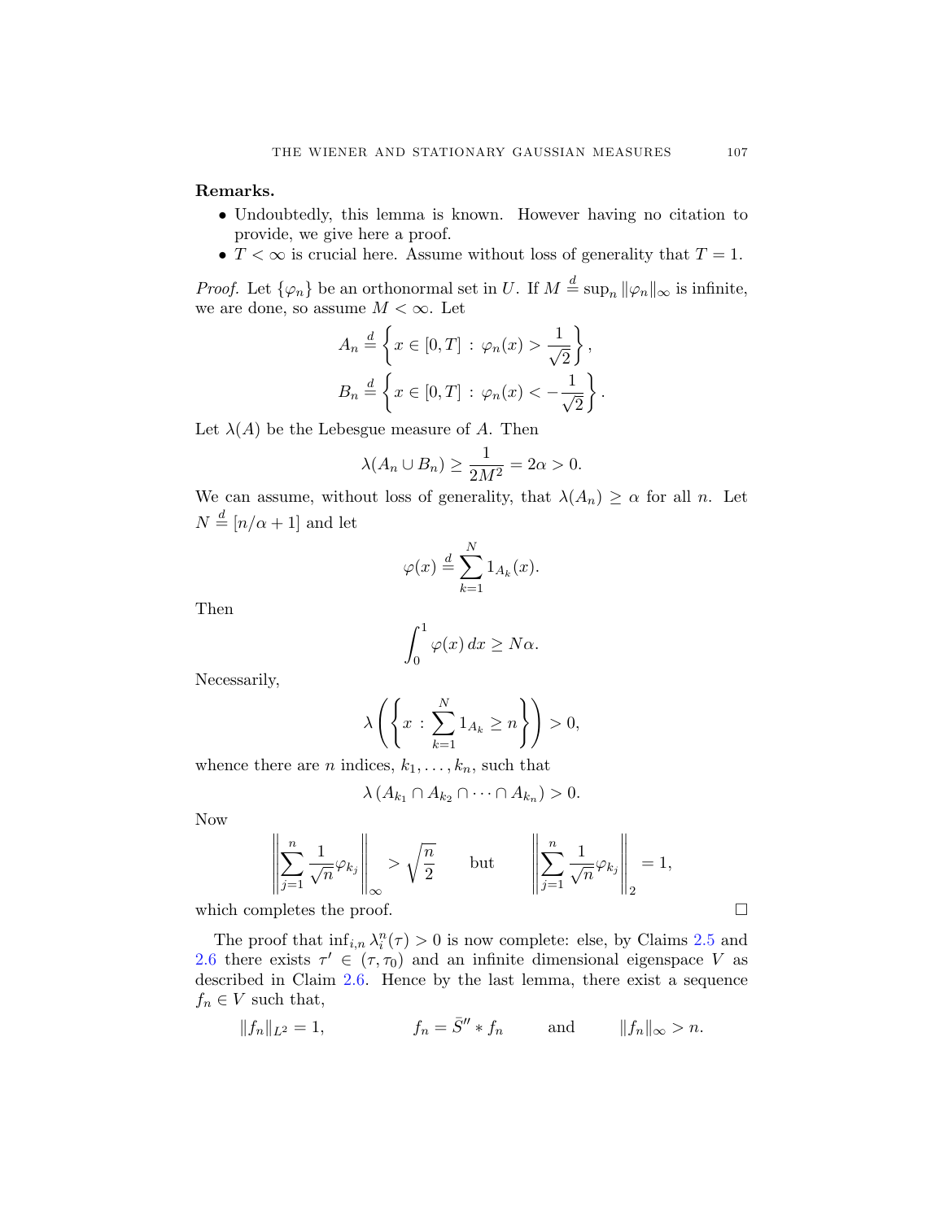**Remarks.**

- Undoubtedly, this lemma is known. However having no citation to provide, we give here a proof.
- $T < \infty$ is crucial here. Assume without loss of generality that $T = 1$.

*Proof.* Let $\{\varphi_n\}$ be an orthonormal set in $U$. If $M \stackrel{d}{=} \sup_n \|\varphi_n\|_\infty$ is infinite, we are done, so assume $M < \infty$. Let

$$A_n \stackrel{d}{=} \left\{ x \in [0, T] \, : \, \varphi_n(x) > \frac{1}{\sqrt{2}} \right\},$$

$$B_n \stackrel{d}{=} \left\{ x \in [0, T] \, : \, \varphi_n(x) < -\frac{1}{\sqrt{2}} \right\}.$$

Let $\lambda(A)$ be the Lebesgue measure of $A$. Then

$$\lambda(A_n \cup B_n) \geq \frac{1}{2M^2} = 2\alpha > 0.$$

We can assume, without loss of generality, that $\lambda(A_n) \geq \alpha$ for all $n$. Let $N \stackrel{d}{=} [n/\alpha + 1]$ and let

$$\varphi(x) \stackrel{d}{=} \sum_{k=1}^{N} 1_{A_k}(x).$$

Then

$$\int_0^1 \varphi(x) \, dx \geq N\alpha.$$

Necessarily,

$$\lambda \left( \left\{ x \, : \, \sum_{k=1}^{N} 1_{A_k} \geq n \right\} \right) > 0,$$

whence there are $n$ indices, $k_1, \ldots, k_n$, such that

$$\lambda \left( A_{k_1} \cap A_{k_2} \cap \cdots \cap A_{k_n} \right) > 0.$$

Now

$$\left\| \sum_{j=1}^{n} \frac{1}{\sqrt{n}} \varphi_{k_j} \right\|_\infty > \sqrt{\frac{n}{2}} \qquad \text{but} \qquad \left\| \sum_{j=1}^{n} \frac{1}{\sqrt{n}} \varphi_{k_j} \right\|_2 = 1,$$

which completes the proof. $\square$

The proof that $\inf_{i,n} \lambda_i^n(\tau) > 0$ is now complete: else, by Claims 2.5 and 2.6 there exists $\tau' \in (\tau, \tau_0)$ and an infinite dimensional eigenspace $V$ as described in Claim 2.6. Hence by the last lemma, there exist a sequence $f_n \in V$ such that,

$$\|f_n\|_{L^2} = 1, \qquad f_n = \bar{S}'' * f_n \qquad \text{and} \qquad \|f_n\|_\infty > n.$$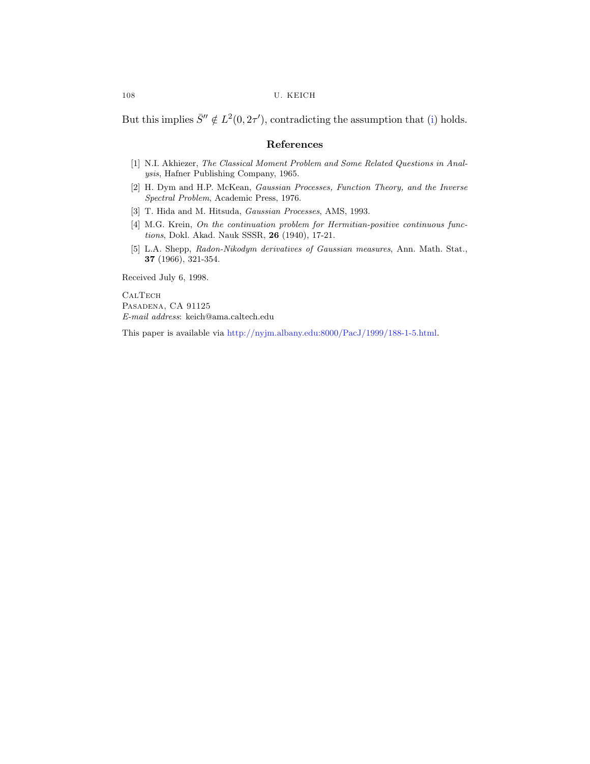But this implies $\bar{S}'' \notin L^2(0, 2\tau')$, contradicting the assumption that (i) holds.

## References

[1] N.I. Akhiezer, *The Classical Moment Problem and Some Related Questions in Analysis*, Hafner Publishing Company, 1965.

[2] H. Dym and H.P. McKean, *Gaussian Processes, Function Theory, and the Inverse Spectral Problem*, Academic Press, 1976.

[3] T. Hida and M. Hitsuda, *Gaussian Processes*, AMS, 1993.

[4] M.G. Krein, *On the continuation problem for Hermitian-positive continuous functions*, Dokl. Akad. Nauk SSSR, **26** (1940), 17-21.

[5] L.A. Shepp, *Radon-Nikodym derivatives of Gaussian measures*, Ann. Math. Stat., **37** (1966), 321-354.

Received July 6, 1998.

CalTech
Pasadena, CA 91125
*E-mail address*: keich@ama.caltech.edu

This paper is available via http://nyjm.albany.edu:8000/PacJ/1999/188-1-5.html.